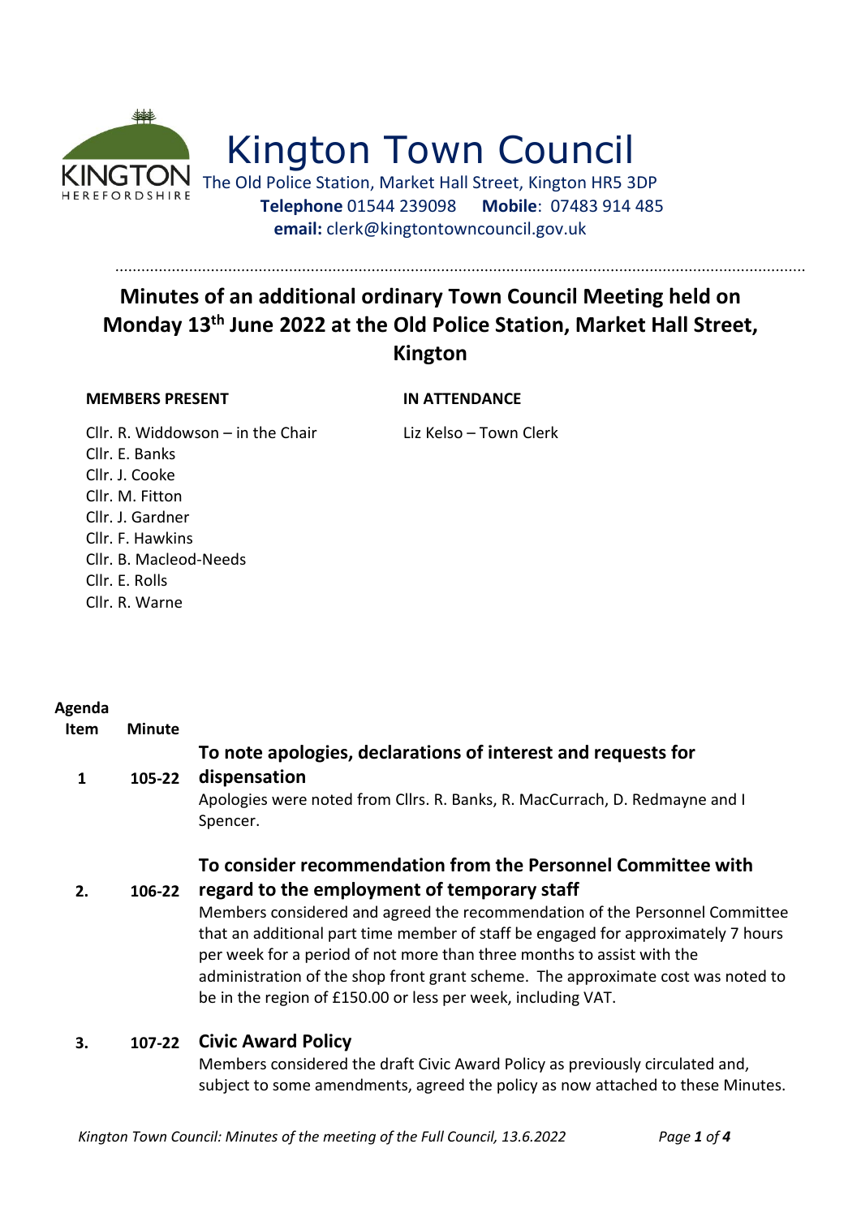# Kington Town Council

The Old Police Station, Market Hall Street, Kington HR5 3DP
**Telephone** 01544 239098 **Mobile**: 07483 914 485
**email:** clerk@kingtontowncouncil.gov.uk

## Minutes of an additional ordinary Town Council Meeting held on Monday 13th June 2022 at the Old Police Station, Market Hall Street, Kington

**MEMBERS PRESENT**

Cllr. R. Widdowson – in the Chair
Cllr. E. Banks
Cllr. J. Cooke
Cllr. M. Fitton
Cllr. J. Gardner
Cllr. F. Hawkins
Cllr. B. Macleod-Needs
Cllr. E. Rolls
Cllr. R. Warne

**IN ATTENDANCE**

Liz Kelso – Town Clerk

| Agenda Item | Minute | |
|---|---|---|
| 1 | 105-22 | **To note apologies, declarations of interest and requests for dispensation**<br>Apologies were noted from Cllrs. R. Banks, R. MacCurrach, D. Redmayne and I Spencer. |
| 2. | 106-22 | **To consider recommendation from the Personnel Committee with regard to the employment of temporary staff**<br>Members considered and agreed the recommendation of the Personnel Committee that an additional part time member of staff be engaged for approximately 7 hours per week for a period of not more than three months to assist with the administration of the shop front grant scheme. The approximate cost was noted to be in the region of £150.00 or less per week, including VAT. |
| 3. | 107-22 | **Civic Award Policy**<br>Members considered the draft Civic Award Policy as previously circulated and, subject to some amendments, agreed the policy as now attached to these Minutes. |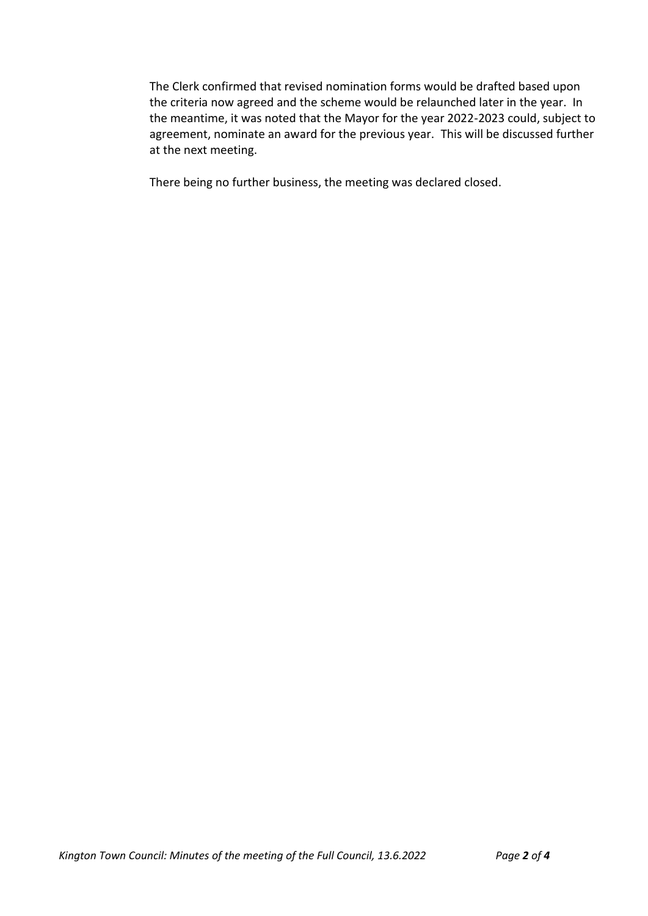The Clerk confirmed that revised nomination forms would be drafted based upon the criteria now agreed and the scheme would be relaunched later in the year. In the meantime, it was noted that the Mayor for the year 2022-2023 could, subject to agreement, nominate an award for the previous year. This will be discussed further at the next meeting.

There being no further business, the meeting was declared closed.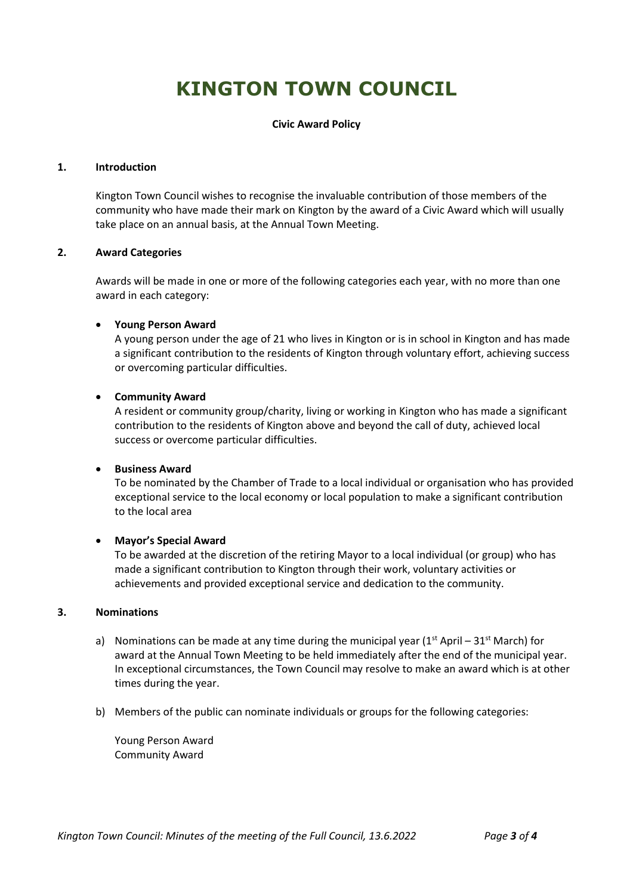# KINGTON TOWN COUNCIL

**Civic Award Policy**

## 1. Introduction

Kington Town Council wishes to recognise the invaluable contribution of those members of the community who have made their mark on Kington by the award of a Civic Award which will usually take place on an annual basis, at the Annual Town Meeting.

## 2. Award Categories

Awards will be made in one or more of the following categories each year, with no more than one award in each category:

- **Young Person Award**
  A young person under the age of 21 who lives in Kington or is in school in Kington and has made a significant contribution to the residents of Kington through voluntary effort, achieving success or overcoming particular difficulties.

- **Community Award**
  A resident or community group/charity, living or working in Kington who has made a significant contribution to the residents of Kington above and beyond the call of duty, achieved local success or overcome particular difficulties.

- **Business Award**
  To be nominated by the Chamber of Trade to a local individual or organisation who has provided exceptional service to the local economy or local population to make a significant contribution to the local area

- **Mayor's Special Award**
  To be awarded at the discretion of the retiring Mayor to a local individual (or group) who has made a significant contribution to Kington through their work, voluntary activities or achievements and provided exceptional service and dedication to the community.

## 3. Nominations

a) Nominations can be made at any time during the municipal year (1st April – 31st March) for award at the Annual Town Meeting to be held immediately after the end of the municipal year. In exceptional circumstances, the Town Council may resolve to make an award which is at other times during the year.

b) Members of the public can nominate individuals or groups for the following categories:

   Young Person Award
   Community Award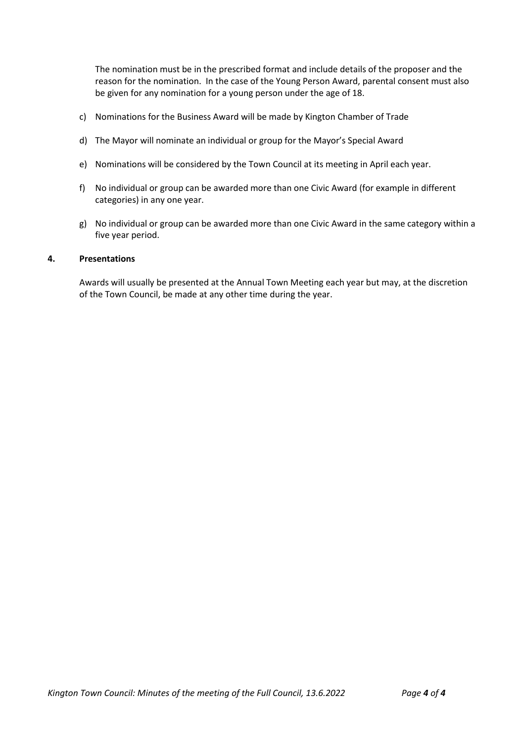The nomination must be in the prescribed format and include details of the proposer and the reason for the nomination. In the case of the Young Person Award, parental consent must also be given for any nomination for a young person under the age of 18.

c) Nominations for the Business Award will be made by Kington Chamber of Trade

d) The Mayor will nominate an individual or group for the Mayor's Special Award

e) Nominations will be considered by the Town Council at its meeting in April each year.

f) No individual or group can be awarded more than one Civic Award (for example in different categories) in any one year.

g) No individual or group can be awarded more than one Civic Award in the same category within a five year period.

**4. Presentations**

Awards will usually be presented at the Annual Town Meeting each year but may, at the discretion of the Town Council, be made at any other time during the year.